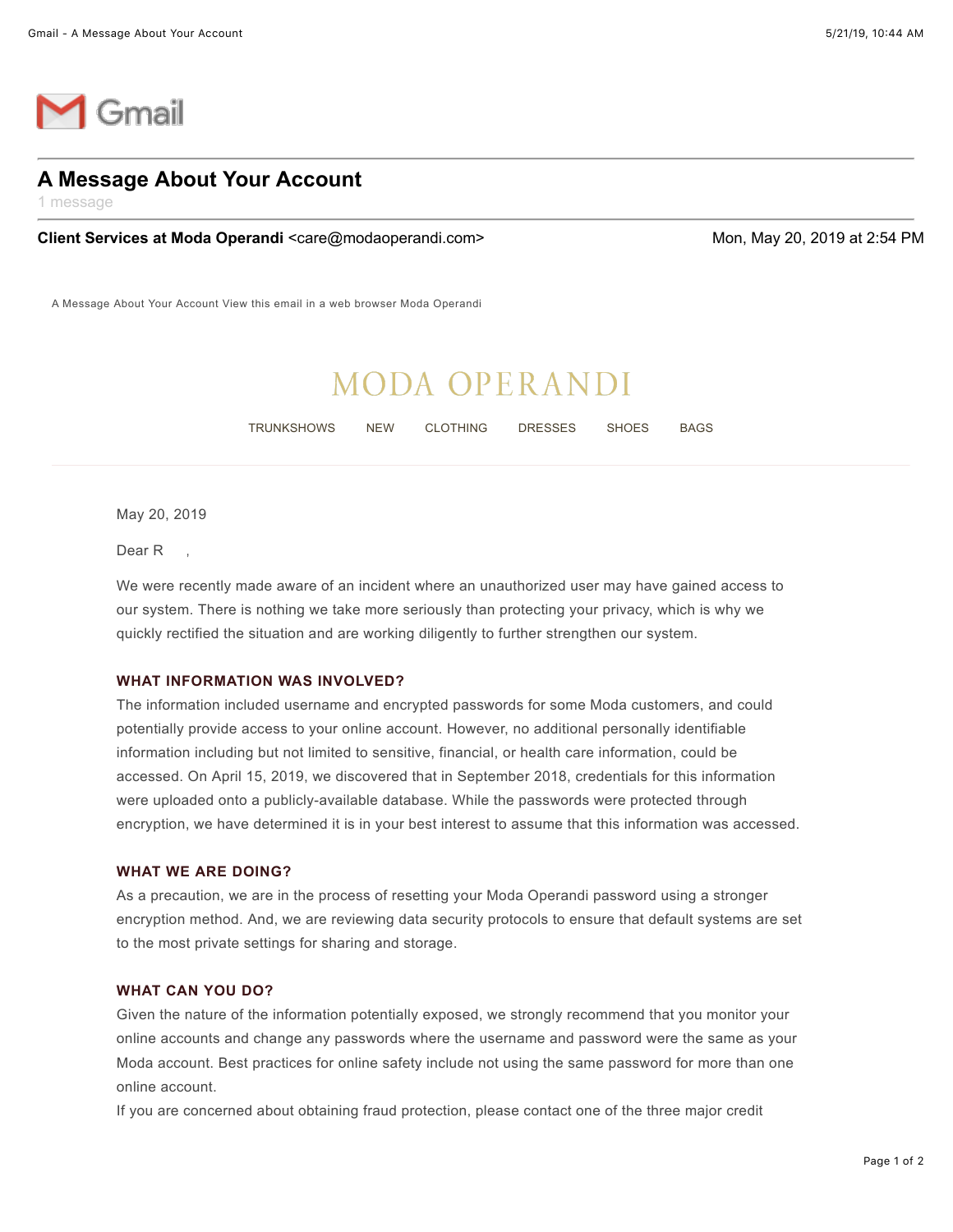Gmail

# A Message About Your Account

1 message

**Client Services at Moda Operandi** <care@modaoperandi.com> — Mon, May 20, 2019 at 2:54 PM

A Message About Your Account View this email in a web browser Moda Operandi

MODA OPERANDI

TRUNKSHOWS NEW CLOTHING DRESSES SHOES BAGS

May 20, 2019

Dear R ,

We were recently made aware of an incident where an unauthorized user may have gained access to our system. There is nothing we take more seriously than protecting your privacy, which is why we quickly rectified the situation and are working diligently to further strengthen our system.

### WHAT INFORMATION WAS INVOLVED?

The information included username and encrypted passwords for some Moda customers, and could potentially provide access to your online account. However, no additional personally identifiable information including but not limited to sensitive, financial, or health care information, could be accessed. On April 15, 2019, we discovered that in September 2018, credentials for this information were uploaded onto a publicly-available database. While the passwords were protected through encryption, we have determined it is in your best interest to assume that this information was accessed.

### WHAT WE ARE DOING?

As a precaution, we are in the process of resetting your Moda Operandi password using a stronger encryption method. And, we are reviewing data security protocols to ensure that default systems are set to the most private settings for sharing and storage.

### WHAT CAN YOU DO?

Given the nature of the information potentially exposed, we strongly recommend that you monitor your online accounts and change any passwords where the username and password were the same as your Moda account. Best practices for online safety include not using the same password for more than one online account.

If you are concerned about obtaining fraud protection, please contact one of the three major credit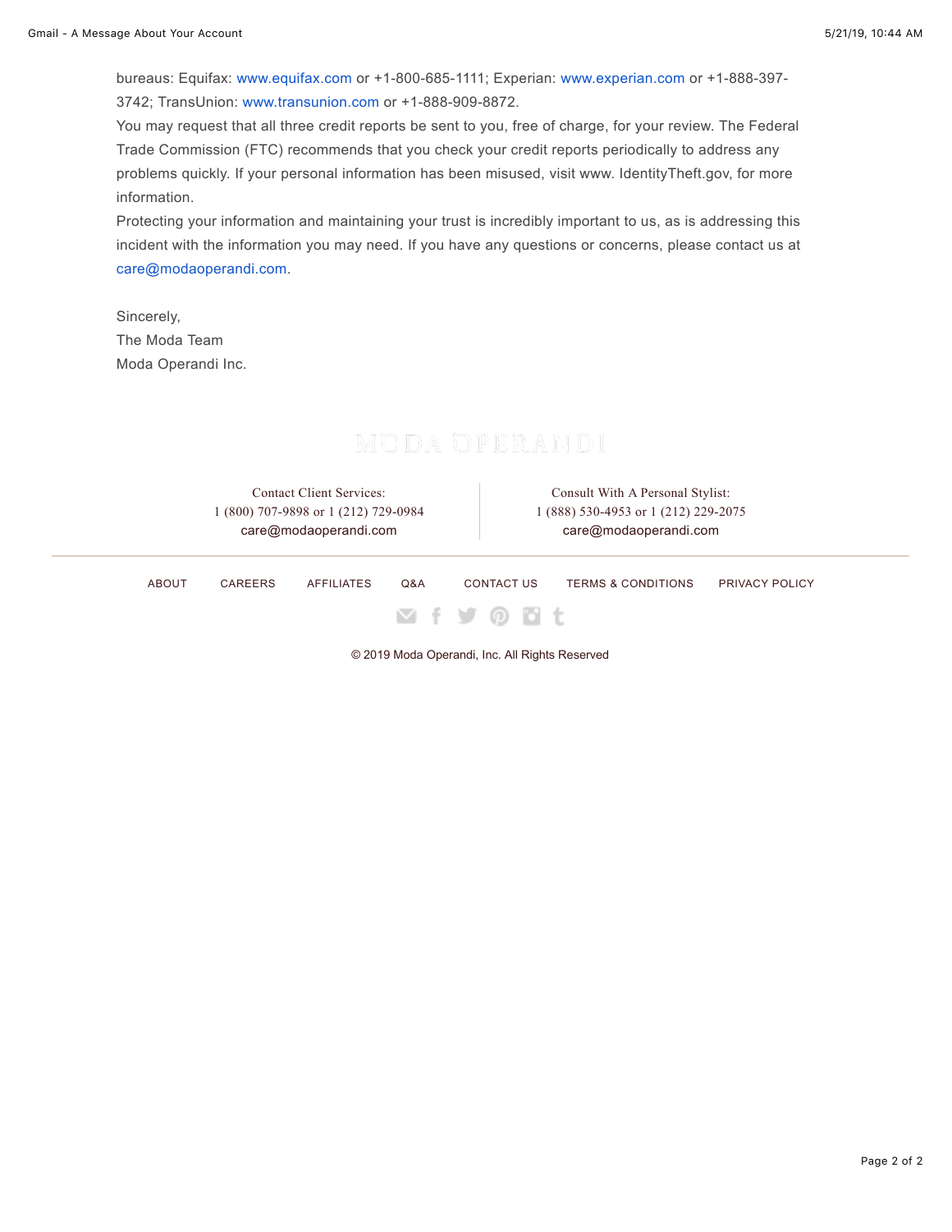bureaus: Equifax: www.equifax.com or +1-800-685-1111; Experian: www.experian.com or +1-888-397-3742; TransUnion: www.transunion.com or +1-888-909-8872.

You may request that all three credit reports be sent to you, free of charge, for your review. The Federal Trade Commission (FTC) recommends that you check your credit reports periodically to address any problems quickly. If your personal information has been misused, visit www. IdentityTheft.gov, for more information.

Protecting your information and maintaining your trust is incredibly important to us, as is addressing this incident with the information you may need. If you have any questions or concerns, please contact us at care@modaoperandi.com.

Sincerely,
The Moda Team
Moda Operandi Inc.

MODA OPERANDI

Contact Client Services:
1 (800) 707-9898 or 1 (212) 729-0984
care@modaoperandi.com

Consult With A Personal Stylist:
1 (888) 530-4953 or 1 (212) 229-2075
care@modaoperandi.com

ABOUT | CAREERS | AFFILIATES | Q&A | CONTACT US | TERMS & CONDITIONS | PRIVACY POLICY

© 2019 Moda Operandi, Inc. All Rights Reserved